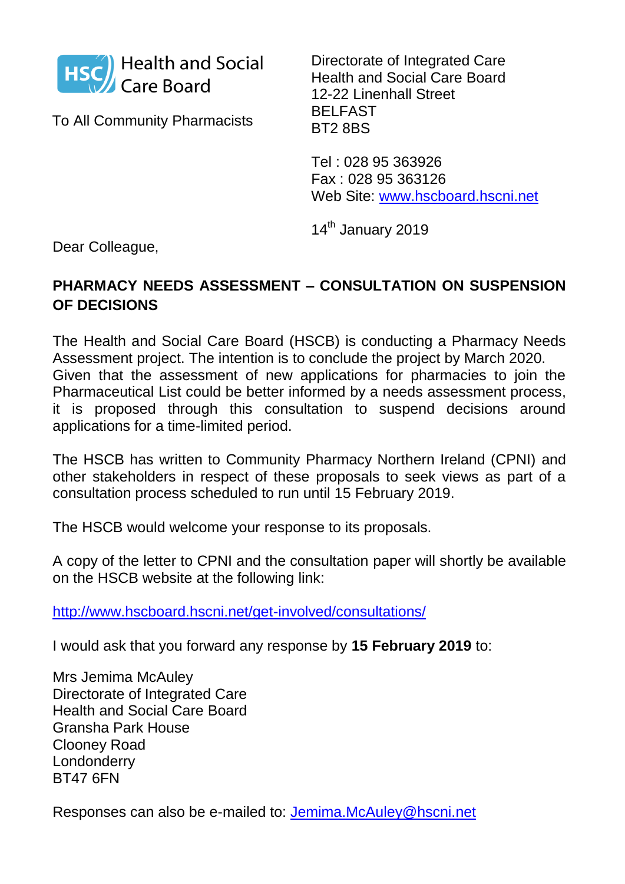Health and Social Care Board

To All Community Pharmacists

Directorate of Integrated Care
Health and Social Care Board
12-22 Linenhall Street
BELFAST
BT2 8BS

Tel : 028 95 363926
Fax : 028 95 363126
Web Site: www.hscboard.hscni.net

14th January 2019

Dear Colleague,

**PHARMACY NEEDS ASSESSMENT – CONSULTATION ON SUSPENSION OF DECISIONS**

The Health and Social Care Board (HSCB) is conducting a Pharmacy Needs Assessment project. The intention is to conclude the project by March 2020. Given that the assessment of new applications for pharmacies to join the Pharmaceutical List could be better informed by a needs assessment process, it is proposed through this consultation to suspend decisions around applications for a time-limited period.

The HSCB has written to Community Pharmacy Northern Ireland (CPNI) and other stakeholders in respect of these proposals to seek views as part of a consultation process scheduled to run until 15 February 2019.

The HSCB would welcome your response to its proposals.

A copy of the letter to CPNI and the consultation paper will shortly be available on the HSCB website at the following link:

http://www.hscboard.hscni.net/get-involved/consultations/

I would ask that you forward any response by **15 February 2019** to:

Mrs Jemima McAuley
Directorate of Integrated Care
Health and Social Care Board
Gransha Park House
Clooney Road
Londonderry
BT47 6FN

Responses can also be e-mailed to: Jemima.McAuley@hscni.net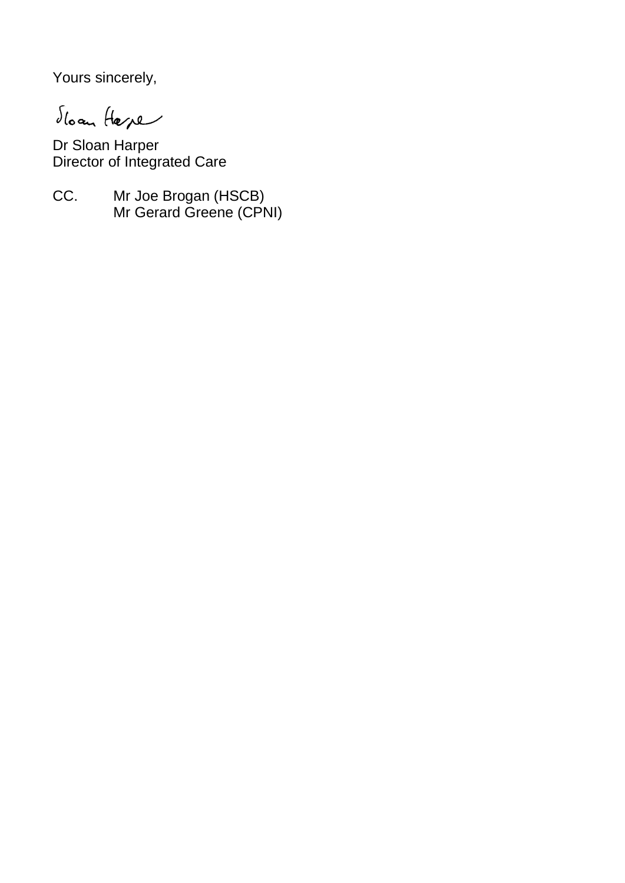Yours sincerely,

Sloan Harper

Dr Sloan Harper
Director of Integrated Care

CC. Mr Joe Brogan (HSCB)
Mr Gerard Greene (CPNI)